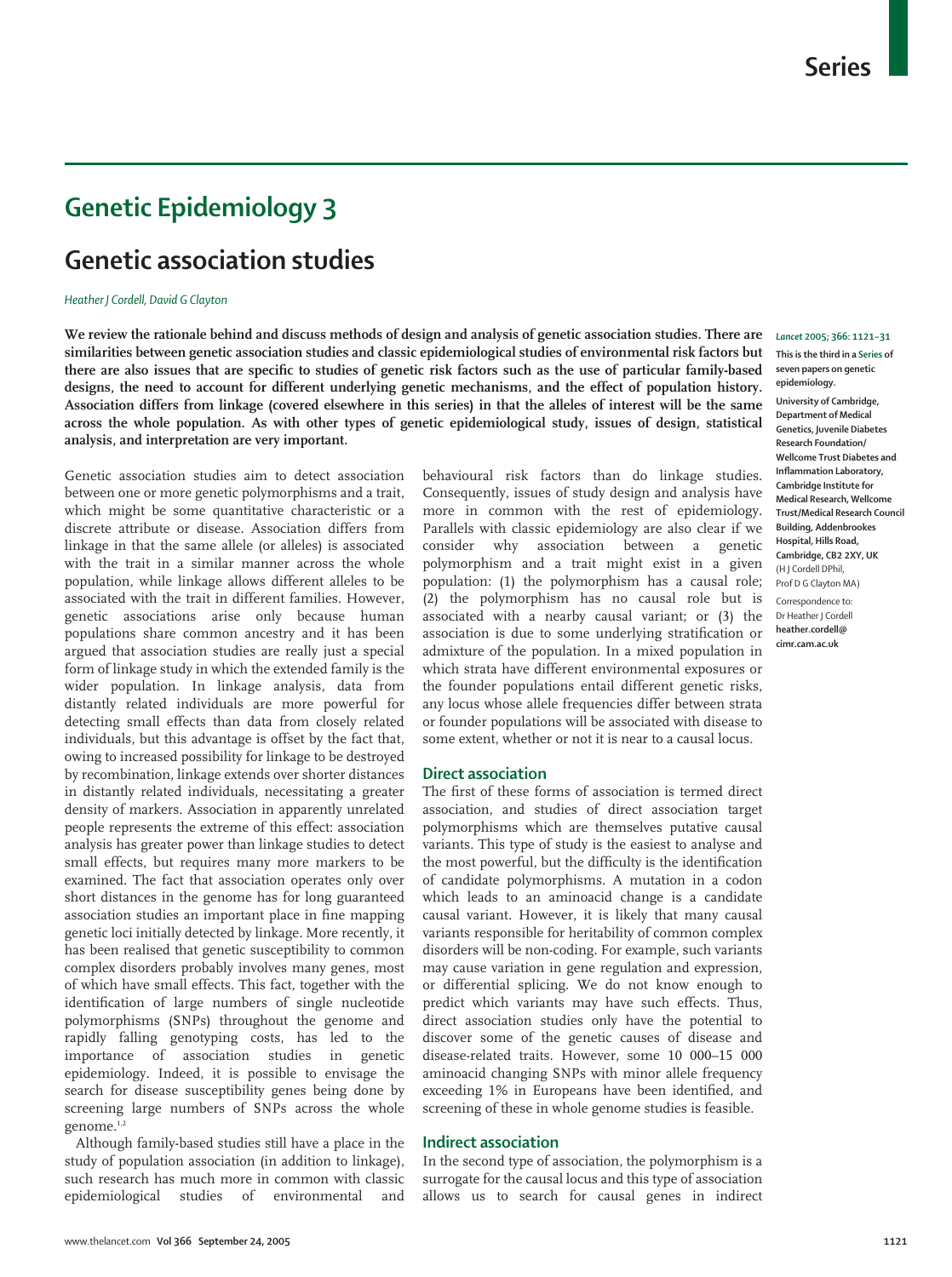# Genetic Epidemiology 3

# Genetic association studies

*Heather J Cordell, David G Clayton*

**We review the rationale behind and discuss methods of design and analysis of genetic association studies. There are similarities between genetic association studies and classic epidemiological studies of environmental risk factors but there are also issues that are specific to studies of genetic risk factors such as the use of particular family-based designs, the need to account for different underlying genetic mechanisms, and the effect of population history. Association differs from linkage (covered elsewhere in this series) in that the alleles of interest will be the same across the whole population. As with other types of genetic epidemiological study, issues of design, statistical analysis, and interpretation are very important.**

*Lancet* 2005; 366: 1121–31

This is the third in a Series of seven papers on genetic epidemiology.

University of Cambridge, Department of Medical Genetics, Juvenile Diabetes Research Foundation/Wellcome Trust Diabetes and Inflammation Laboratory, Cambridge Institute for Medical Research, Wellcome Trust/Medical Research Council Building, Addenbrookes Hospital, Hills Road, Cambridge, CB2 2XY, UK (H J Cordell DPhil, Prof D G Clayton MA)

Correspondence to: Dr Heather J Cordell heather.cordell@cimr.cam.ac.uk

Genetic association studies aim to detect association between one or more genetic polymorphisms and a trait, which might be some quantitative characteristic or a discrete attribute or disease. Association differs from linkage in that the same allele (or alleles) is associated with the trait in a similar manner across the whole population, while linkage allows different alleles to be associated with the trait in different families. However, genetic associations arise only because human populations share common ancestry and it has been argued that association studies are really just a special form of linkage study in which the extended family is the wider population. In linkage analysis, data from distantly related individuals are more powerful for detecting small effects than data from closely related individuals, but this advantage is offset by the fact that, owing to increased possibility for linkage to be destroyed by recombination, linkage extends over shorter distances in distantly related individuals, necessitating a greater density of markers. Association in apparently unrelated people represents the extreme of this effect: association analysis has greater power than linkage studies to detect small effects, but requires many more markers to be examined. The fact that association operates only over short distances in the genome has for long guaranteed association studies an important place in fine mapping genetic loci initially detected by linkage. More recently, it has been realised that genetic susceptibility to common complex disorders probably involves many genes, most of which have small effects. This fact, together with the identification of large numbers of single nucleotide polymorphisms (SNPs) throughout the genome and rapidly falling genotyping costs, has led to the importance of association studies in genetic epidemiology. Indeed, it is possible to envisage the search for disease susceptibility genes being done by screening large numbers of SNPs across the whole genome.[1,2]

Although family-based studies still have a place in the study of population association (in addition to linkage), such research has much more in common with classic epidemiological studies of environmental and behavioural risk factors than do linkage studies. Consequently, issues of study design and analysis have more in common with the rest of epidemiology. Parallels with classic epidemiology are also clear if we consider why association between a genetic polymorphism and a trait might exist in a given population: (1) the polymorphism has a causal role; (2) the polymorphism has no causal role but is associated with a nearby causal variant; or (3) the association is due to some underlying stratification or admixture of the population. In a mixed population in which strata have different environmental exposures or the founder populations entail different genetic risks, any locus whose allele frequencies differ between strata or founder populations will be associated with disease to some extent, whether or not it is near to a causal locus.

## Direct association

The first of these forms of association is termed direct association, and studies of direct association target polymorphisms which are themselves putative causal variants. This type of study is the easiest to analyse and the most powerful, but the difficulty is the identification of candidate polymorphisms. A mutation in a codon which leads to an aminoacid change is a candidate causal variant. However, it is likely that many causal variants responsible for heritability of common complex disorders will be non-coding. For example, such variants may cause variation in gene regulation and expression, or differential splicing. We do not know enough to predict which variants may have such effects. Thus, direct association studies only have the potential to discover some of the genetic causes of disease and disease-related traits. However, some 10 000–15 000 aminoacid changing SNPs with minor allele frequency exceeding 1% in Europeans have been identified, and screening of these in whole genome studies is feasible.

## Indirect association

In the second type of association, the polymorphism is a surrogate for the causal locus and this type of association allows us to search for causal genes in indirect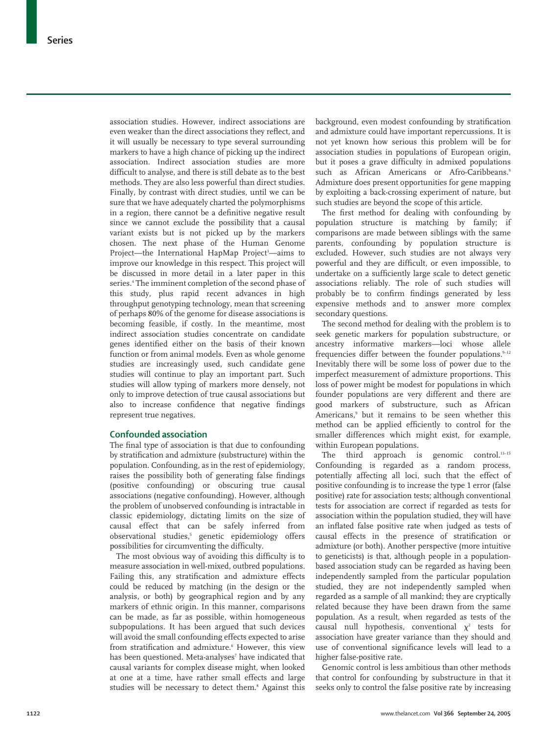association studies. However, indirect associations are even weaker than the direct associations they reflect, and it will usually be necessary to type several surrounding markers to have a high chance of picking up the indirect association. Indirect association studies are more difficult to analyse, and there is still debate as to the best methods. They are also less powerful than direct studies. Finally, by contrast with direct studies, until we can be sure that we have adequately charted the polymorphisms in a region, there cannot be a definitive negative result since we cannot exclude the possibility that a causal variant exists but is not picked up by the markers chosen. The next phase of the Human Genome Project—the International HapMap Project[3]—aims to improve our knowledge in this respect. This project will be discussed in more detail in a later paper in this series.[4] The imminent completion of the second phase of this study, plus rapid recent advances in high throughput genotyping technology, mean that screening of perhaps 80% of the genome for disease associations is becoming feasible, if costly. In the meantime, most indirect association studies concentrate on candidate genes identified either on the basis of their known function or from animal models. Even as whole genome studies are increasingly used, such candidate gene studies will continue to play an important part. Such studies will allow typing of markers more densely, not only to improve detection of true causal associations but also to increase confidence that negative findings represent true negatives.

## Confounded association

The final type of association is that due to confounding by stratification and admixture (substructure) within the population. Confounding, as in the rest of epidemiology, raises the possibility both of generating false findings (positive confounding) or obscuring true causal associations (negative confounding). However, although the problem of unobserved confounding is intractable in classic epidemiology, dictating limits on the size of causal effect that can be safely inferred from observational studies,[5] genetic epidemiology offers possibilities for circumventing the difficulty.

The most obvious way of avoiding this difficulty is to measure association in well-mixed, outbred populations. Failing this, any stratification and admixture effects could be reduced by matching (in the design or the analysis, or both) by geographical region and by any markers of ethnic origin. In this manner, comparisons can be made, as far as possible, within homogeneous subpopulations. It has been argued that such devices will avoid the small confounding effects expected to arise from stratification and admixture.[6] However, this view has been questioned. Meta-analyses[7] have indicated that causal variants for complex disease might, when looked at one at a time, have rather small effects and large studies will be necessary to detect them.[8] Against this background, even modest confounding by stratification and admixture could have important repercussions. It is not yet known how serious this problem will be for association studies in populations of European origin, but it poses a grave difficulty in admixed populations such as African Americans or Afro-Caribbeans.[9] Admixture does present opportunities for gene mapping by exploiting a back-crossing experiment of nature, but such studies are beyond the scope of this article.

The first method for dealing with confounding by population structure is matching by family; if comparisons are made between siblings with the same parents, confounding by population structure is excluded. However, such studies are not always very powerful and they are difficult, or even impossible, to undertake on a sufficiently large scale to detect genetic associations reliably. The role of such studies will probably be to confirm findings generated by less expensive methods and to answer more complex secondary questions.

The second method for dealing with the problem is to seek genetic markers for population substructure, or ancestry informative markers—loci whose allele frequencies differ between the founder populations.[9–12] Inevitably there will be some loss of power due to the imperfect measurement of admixture proportions. This loss of power might be modest for populations in which founder populations are very different and there are good markers of substructure, such as African Americans,[9] but it remains to be seen whether this method can be applied efficiently to control for the smaller differences which might exist, for example, within European populations.

The third approach is genomic control.[13–15] Confounding is regarded as a random process, potentially affecting all loci, such that the effect of positive confounding is to increase the type 1 error (false positive) rate for association tests; although conventional tests for association are correct if regarded as tests for association within the population studied, they will have an inflated false positive rate when judged as tests of causal effects in the presence of stratification or admixture (or both). Another perspective (more intuitive to geneticists) is that, although people in a population-based association study can be regarded as having been independently sampled from the particular population studied, they are not independently sampled when regarded as a sample of all mankind; they are cryptically related because they have been drawn from the same population. As a result, when regarded as tests of the causal null hypothesis, conventional $\chi^2$ tests for association have greater variance than they should and use of conventional significance levels will lead to a higher false-positive rate.

Genomic control is less ambitious than other methods that control for confounding by substructure in that it seeks only to control the false positive rate by increasing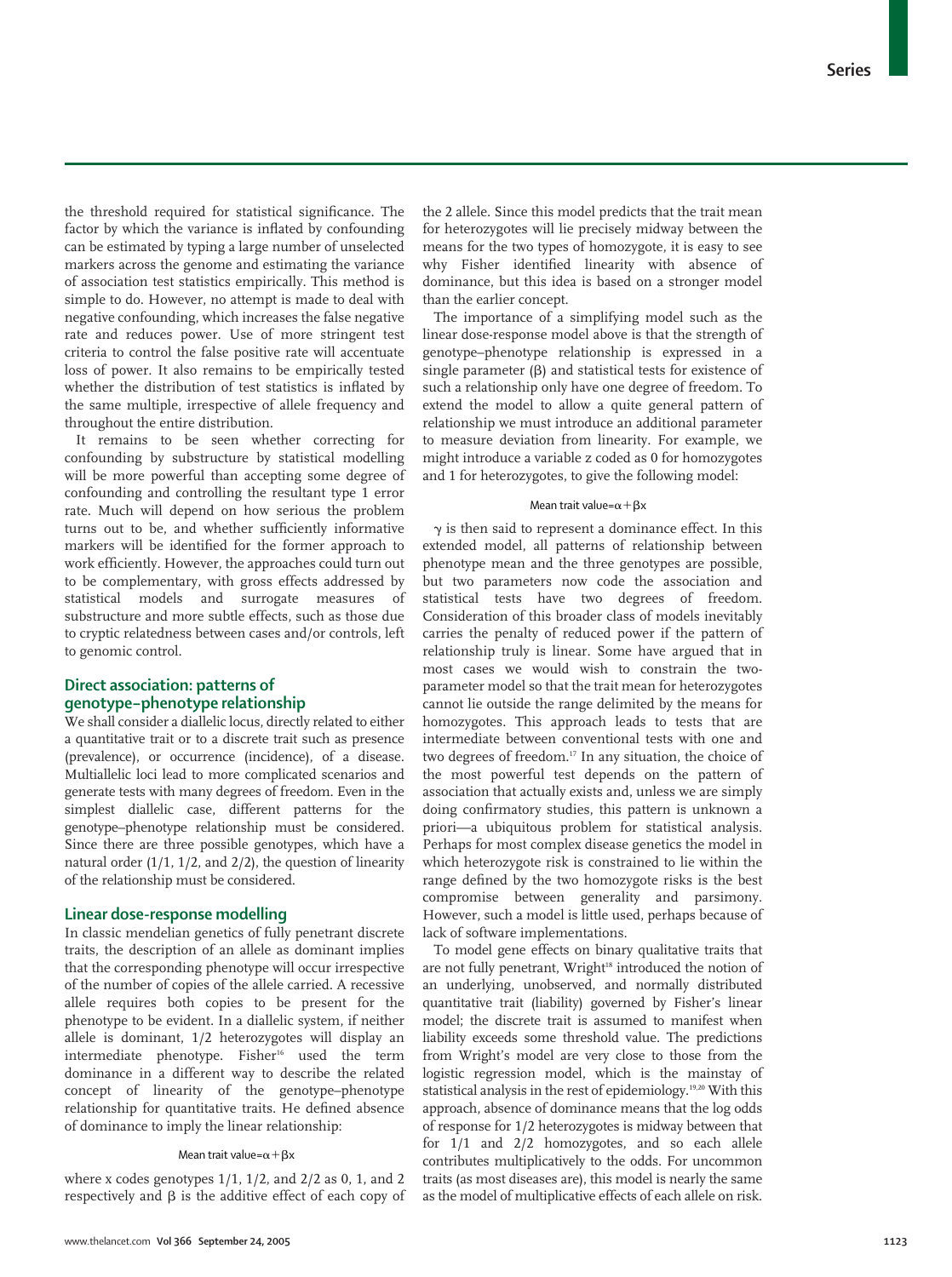the threshold required for statistical significance. The factor by which the variance is inflated by confounding can be estimated by typing a large number of unselected markers across the genome and estimating the variance of association test statistics empirically. This method is simple to do. However, no attempt is made to deal with negative confounding, which increases the false negative rate and reduces power. Use of more stringent test criteria to control the false positive rate will accentuate loss of power. It also remains to be empirically tested whether the distribution of test statistics is inflated by the same multiple, irrespective of allele frequency and throughout the entire distribution.

It remains to be seen whether correcting for confounding by substructure by statistical modelling will be more powerful than accepting some degree of confounding and controlling the resultant type 1 error rate. Much will depend on how serious the problem turns out to be, and whether sufficiently informative markers will be identified for the former approach to work efficiently. However, the approaches could turn out to be complementary, with gross effects addressed by statistical models and surrogate measures of substructure and more subtle effects, such as those due to cryptic relatedness between cases and/or controls, left to genomic control.

## Direct association: patterns of genotype–phenotype relationship

We shall consider a diallelic locus, directly related to either a quantitative trait or to a discrete trait such as presence (prevalence), or occurrence (incidence), of a disease. Multiallelic loci lead to more complicated scenarios and generate tests with many degrees of freedom. Even in the simplest diallelic case, different patterns for the genotype–phenotype relationship must be considered. Since there are three possible genotypes, which have a natural order (1/1, 1/2, and 2/2), the question of linearity of the relationship must be considered.

## Linear dose-response modelling

In classic mendelian genetics of fully penetrant discrete traits, the description of an allele as dominant implies that the corresponding phenotype will occur irrespective of the number of copies of the allele carried. A recessive allele requires both copies to be present for the phenotype to be evident. In a diallelic system, if neither allele is dominant, 1/2 heterozygotes will display an intermediate phenotype. Fisher[16] used the term dominance in a different way to describe the related concept of linearity of the genotype–phenotype relationship for quantitative traits. He defined absence of dominance to imply the linear relationship:

$$\text{Mean trait value}=\alpha+\beta x$$

where x codes genotypes 1/1, 1/2, and 2/2 as 0, 1, and 2 respectively and $\beta$ is the additive effect of each copy of the 2 allele. Since this model predicts that the trait mean for heterozygotes will lie precisely midway between the means for the two types of homozygote, it is easy to see why Fisher identified linearity with absence of dominance, but this idea is based on a stronger model than the earlier concept.

The importance of a simplifying model such as the linear dose-response model above is that the strength of genotype–phenotype relationship is expressed in a single parameter ($\beta$) and statistical tests for existence of such a relationship only have one degree of freedom. To extend the model to allow a quite general pattern of relationship we must introduce an additional parameter to measure deviation from linearity. For example, we might introduce a variable z coded as 0 for homozygotes and 1 for heterozygotes, to give the following model:

$$\text{Mean trait value}=\alpha+\beta x$$

$\gamma$ is then said to represent a dominance effect. In this extended model, all patterns of relationship between phenotype mean and the three genotypes are possible, but two parameters now code the association and statistical tests have two degrees of freedom. Consideration of this broader class of models inevitably carries the penalty of reduced power if the pattern of relationship truly is linear. Some have argued that in most cases we would wish to constrain the two-parameter model so that the trait mean for heterozygotes cannot lie outside the range delimited by the means for homozygotes. This approach leads to tests that are intermediate between conventional tests with one and two degrees of freedom.[17] In any situation, the choice of the most powerful test depends on the pattern of association that actually exists and, unless we are simply doing confirmatory studies, this pattern is unknown a priori—a ubiquitous problem for statistical analysis. Perhaps for most complex disease genetics the model in which heterozygote risk is constrained to lie within the range defined by the two homozygote risks is the best compromise between generality and parsimony. However, such a model is little used, perhaps because of lack of software implementations.

To model gene effects on binary qualitative traits that are not fully penetrant, Wright[18] introduced the notion of an underlying, unobserved, and normally distributed quantitative trait (liability) governed by Fisher's linear model; the discrete trait is assumed to manifest when liability exceeds some threshold value. The predictions from Wright's model are very close to those from the logistic regression model, which is the mainstay of statistical analysis in the rest of epidemiology.[19,20] With this approach, absence of dominance means that the log odds of response for 1/2 heterozygotes is midway between that for 1/1 and 2/2 homozygotes, and so each allele contributes multiplicatively to the odds. For uncommon traits (as most diseases are), this model is nearly the same as the model of multiplicative effects of each allele on risk.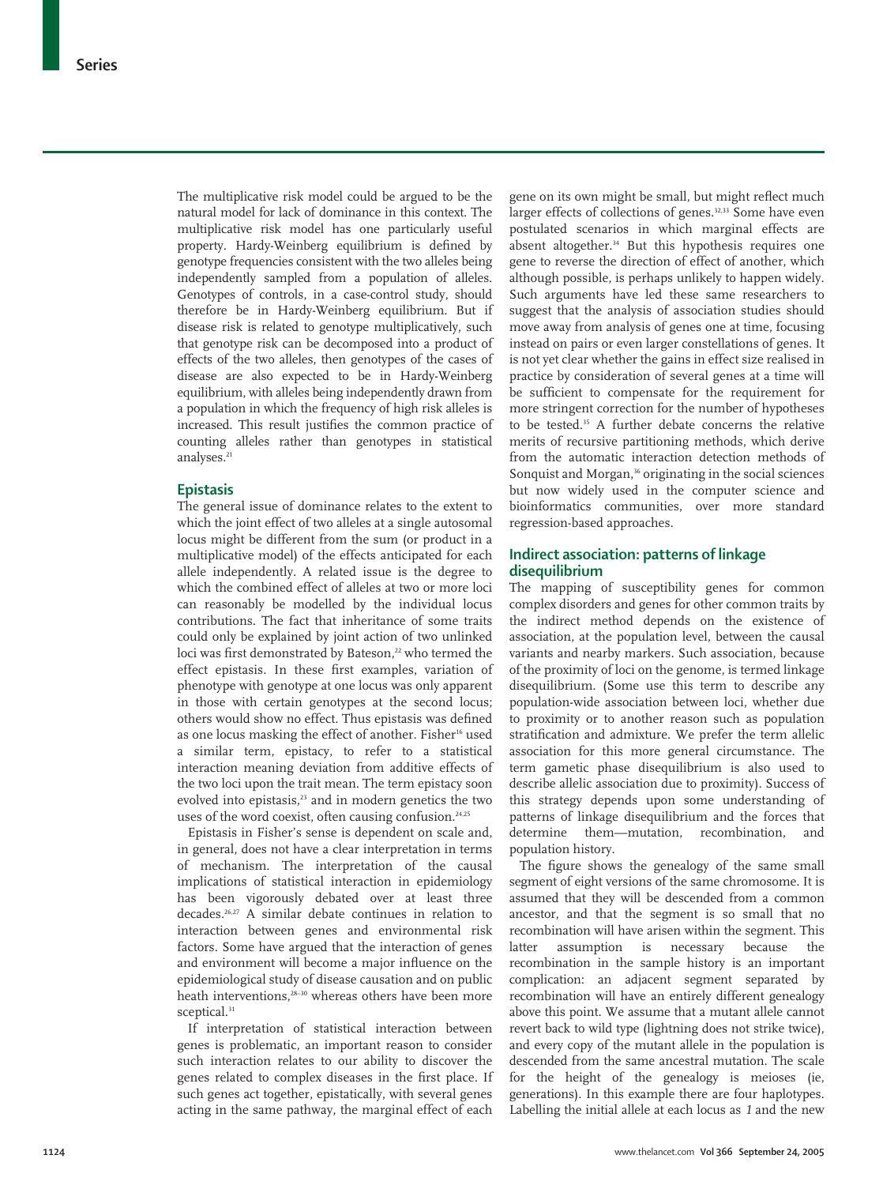The multiplicative risk model could be argued to be the natural model for lack of dominance in this context. The multiplicative risk model has one particularly useful property. Hardy-Weinberg equilibrium is defined by genotype frequencies consistent with the two alleles being independently sampled from a population of alleles. Genotypes of controls, in a case-control study, should therefore be in Hardy-Weinberg equilibrium. But if disease risk is related to genotype multiplicatively, such that genotype risk can be decomposed into a product of effects of the two alleles, then genotypes of the cases of disease are also expected to be in Hardy-Weinberg equilibrium, with alleles being independently drawn from a population in which the frequency of high risk alleles is increased. This result justifies the common practice of counting alleles rather than genotypes in statistical analyses.[21]

## Epistasis

The general issue of dominance relates to the extent to which the joint effect of two alleles at a single autosomal locus might be different from the sum (or product in a multiplicative model) of the effects anticipated for each allele independently. A related issue is the degree to which the combined effect of alleles at two or more loci can reasonably be modelled by the individual locus contributions. The fact that inheritance of some traits could only be explained by joint action of two unlinked loci was first demonstrated by Bateson,[22] who termed the effect epistasis. In these first examples, variation of phenotype with genotype at one locus was only apparent in those with certain genotypes at the second locus; others would show no effect. Thus epistasis was defined as one locus masking the effect of another. Fisher[16] used a similar term, epistacy, to refer to a statistical interaction meaning deviation from additive effects of the two loci upon the trait mean. The term epistacy soon evolved into epistasis,[23] and in modern genetics the two uses of the word coexist, often causing confusion.[24,25]

Epistasis in Fisher's sense is dependent on scale and, in general, does not have a clear interpretation in terms of mechanism. The interpretation of the causal implications of statistical interaction in epidemiology has been vigorously debated over at least three decades.[26,27] A similar debate continues in relation to interaction between genes and environmental risk factors. Some have argued that the interaction of genes and environment will become a major influence on the epidemiological study of disease causation and on public heath interventions,[28–30] whereas others have been more sceptical.[31]

If interpretation of statistical interaction between genes is problematic, an important reason to consider such interaction relates to our ability to discover the genes related to complex diseases in the first place. If such genes act together, epistatically, with several genes acting in the same pathway, the marginal effect of each gene on its own might be small, but might reflect much larger effects of collections of genes.[32,33] Some have even postulated scenarios in which marginal effects are absent altogether.[34] But this hypothesis requires one gene to reverse the direction of effect of another, which although possible, is perhaps unlikely to happen widely. Such arguments have led these same researchers to suggest that the analysis of association studies should move away from analysis of genes one at time, focusing instead on pairs or even larger constellations of genes. It is not yet clear whether the gains in effect size realised in practice by consideration of several genes at a time will be sufficient to compensate for the requirement for more stringent correction for the number of hypotheses to be tested.[35] A further debate concerns the relative merits of recursive partitioning methods, which derive from the automatic interaction detection methods of Sonquist and Morgan,[36] originating in the social sciences but now widely used in the computer science and bioinformatics communities, over more standard regression-based approaches.

## Indirect association: patterns of linkage disequilibrium

The mapping of susceptibility genes for common complex disorders and genes for other common traits by the indirect method depends on the existence of association, at the population level, between the causal variants and nearby markers. Such association, because of the proximity of loci on the genome, is termed linkage disequilibrium. (Some use this term to describe any population-wide association between loci, whether due to proximity or to another reason such as population stratification and admixture. We prefer the term allelic association for this more general circumstance. The term gametic phase disequilibrium is also used to describe allelic association due to proximity). Success of this strategy depends upon some understanding of patterns of linkage disequilibrium and the forces that determine them—mutation, recombination, and population history.

The figure shows the genealogy of the same small segment of eight versions of the same chromosome. It is assumed that they will be descended from a common ancestor, and that the segment is so small that no recombination will have arisen within the segment. This latter assumption is necessary because the recombination in the sample history is an important complication: an adjacent segment separated by recombination will have an entirely different genealogy above this point. We assume that a mutant allele cannot revert back to wild type (lightning does not strike twice), and every copy of the mutant allele in the population is descended from the same ancestral mutation. The scale for the height of the genealogy is meioses (ie, generations). In this example there are four haplotypes. Labelling the initial allele at each locus as *1* and the new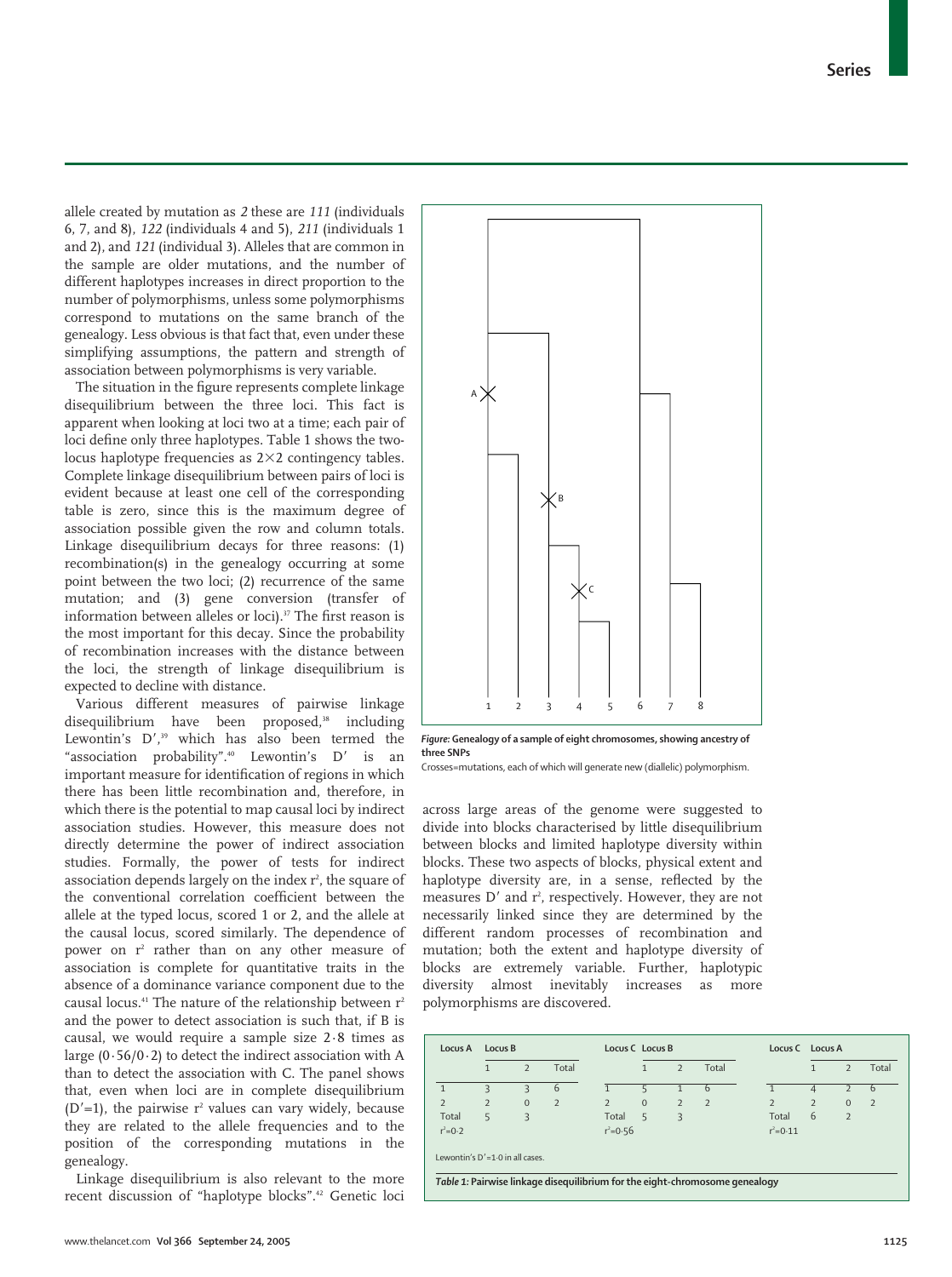allele created by mutation as *2* these are *111* (individuals 6, 7, and 8), *122* (individuals 4 and 5), *211* (individuals 1 and 2), and *121* (individual 3). Alleles that are common in the sample are older mutations, and the number of different haplotypes increases in direct proportion to the number of polymorphisms, unless some polymorphisms correspond to mutations on the same branch of the genealogy. Less obvious is that fact that, even under these simplifying assumptions, the pattern and strength of association between polymorphisms is very variable.

The situation in the figure represents complete linkage disequilibrium between the three loci. This fact is apparent when looking at loci two at a time; each pair of loci define only three haplotypes. Table 1 shows the two-locus haplotype frequencies as 2×2 contingency tables. Complete linkage disequilibrium between pairs of loci is evident because at least one cell of the corresponding table is zero, since this is the maximum degree of association possible given the row and column totals. Linkage disequilibrium decays for three reasons: (1) recombination(s) in the genealogy occurring at some point between the two loci; (2) recurrence of the same mutation; and (3) gene conversion (transfer of information between alleles or loci).[37] The first reason is the most important for this decay. Since the probability of recombination increases with the distance between the loci, the strength of linkage disequilibrium is expected to decline with distance.

Various different measures of pairwise linkage disequilibrium have been proposed,[38] including Lewontin's D′,[39] which has also been termed the "association probability".[40] Lewontin's D′ is an important measure for identification of regions in which there has been little recombination and, therefore, in which there is the potential to map causal loci by indirect association studies. However, this measure does not directly determine the power of indirect association studies. Formally, the power of tests for indirect association depends largely on the index $r^2$, the square of the conventional correlation coefficient between the allele at the typed locus, scored 1 or 2, and the allele at the causal locus, scored similarly. The dependence of power on $r^2$ rather than on any other measure of association is complete for quantitative traits in the absence of a dominance variance component due to the causal locus.[41] The nature of the relationship between $r^2$ and the power to detect association is such that, if B is causal, we would require a sample size 2·8 times as large (0·56/0·2) to detect the indirect association with A than to detect the association with C. The panel shows that, even when loci are in complete disequilibrium (D′=1), the pairwise $r^2$ values can vary widely, because they are related to the allele frequencies and to the position of the corresponding mutations in the genealogy.

Linkage disequilibrium is also relevant to the more recent discussion of "haplotype blocks".[42] Genetic loci across large areas of the genome were suggested to divide into blocks characterised by little disequilibrium between blocks and limited haplotype diversity within blocks. These two aspects of blocks, physical extent and haplotype diversity are, in a sense, reflected by the measures D′ and $r^2$, respectively. However, they are not necessarily linked since they are determined by the different random processes of recombination and mutation; both the extent and haplotype diversity of blocks are extremely variable. Further, haplotypic diversity almost inevitably increases as more polymorphisms are discovered.

*Figure:* **Genealogy of a sample of eight chromosomes, showing ancestry of three SNPs**

Crosses=mutations, each of which will generate new (diallelic) polymorphism.

| Locus A | Locus B | | | Locus C | Locus B | | | Locus C | Locus A | | |
|---|---|---|---|---|---|---|---|---|---|---|---|
| | 1 | 2 | Total | | 1 | 2 | Total | | 1 | 2 | Total |
| 1 | 3 | 3 | 6 | 1 | 5 | 1 | 6 | 1 | 4 | 2 | 6 |
| 2 | 2 | 0 | 2 | 2 | 0 | 2 | 2 | 2 | 2 | 0 | 2 |
| Total | 5 | 3 | | Total | 5 | 3 | | Total | 6 | 2 | |
| $r^2$=0·2 | | | | $r^2$=0·56 | | | | $r^2$=0·11 | | | |

Lewontin's D′=1·0 in all cases.

*Table 1:* **Pairwise linkage disequilibrium for the eight-chromosome genealogy**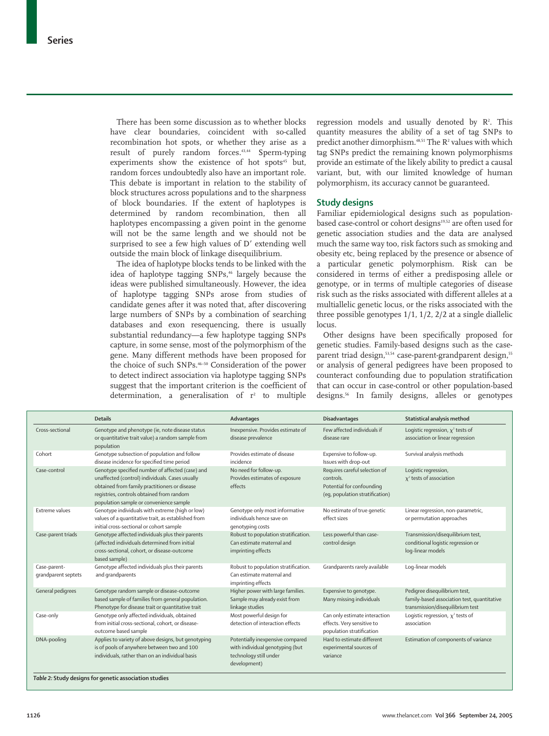There has been some discussion as to whether blocks have clear boundaries, coincident with so-called recombination hot spots, or whether they arise as a result of purely random forces.[43,44] Sperm-typing experiments show the existence of hot spots[45] but, random forces undoubtedly also have an important role. This debate is important in relation to the stability of block structures across populations and to the sharpness of block boundaries. If the extent of haplotypes is determined by random recombination, then all haplotypes encompassing a given point in the genome will not be the same length and we should not be surprised to see a few high values of D′ extending well outside the main block of linkage disequilibrium.

The idea of haplotype blocks tends to be linked with the idea of haplotype tagging SNPs,[46] largely because the ideas were published simultaneously. However, the idea of haplotype tagging SNPs arose from studies of candidate genes after it was noted that, after discovering large numbers of SNPs by a combination of searching databases and exon resequencing, there is usually substantial redundancy—a few haplotype tagging SNPs capture, in some sense, most of the polymorphism of the gene. Many different methods have been proposed for the choice of such SNPs.[46–50] Consideration of the power to detect indirect association via haplotype tagging SNPs suggest that the important criterion is the coefficient of determination, a generalisation of $r^2$ to multiple regression models and usually denoted by $R^2$. This quantity measures the ability of a set of tag SNPs to predict another dimorphism.[48,51] The $R^2$ values with which tag SNPs predict the remaining known polymorphisms provide an estimate of the likely ability to predict a causal variant, but, with our limited knowledge of human polymorphism, its accuracy cannot be guaranteed.

## Study designs

Familiar epidemiological designs such as population-based case-control or cohort designs[19,52] are often used for genetic association studies and the data are analysed much the same way too, risk factors such as smoking and obesity etc, being replaced by the presence or absence of a particular genetic polymorphism. Risk can be considered in terms of either a predisposing allele or genotype, or in terms of multiple categories of disease risk such as the risks associated with different alleles at a multiallelic genetic locus, or the risks associated with the three possible genotypes 1/1, 1/2, 2/2 at a single diallelic locus.

Other designs have been specifically proposed for genetic studies. Family-based designs such as the case-parent triad design,[53,54] case-parent-grandparent design,[55] or analysis of general pedigrees have been proposed to counteract confounding due to population stratification that can occur in case-control or other population-based designs.[56] In family designs, alleles or genotypes

| | Details | Advantages | Disadvantages | Statistical analysis method |
|---|---|---|---|---|
| Cross-sectional | Genotype and phenotype (ie, note disease status or quantitative trait value) a random sample from population | Inexpensive. Provides estimate of disease prevalence | Few affected individuals if disease rare | Logistic regression, $\chi^2$ tests of association or linear regression |
| Cohort | Genotype subsection of population and follow disease incidence for specified time period | Provides estimate of disease incidence | Expensive to follow-up. Issues with drop-out | Survival analysis methods |
| Case-control | Genotype specified number of affected (case) and unaffected (control) individuals. Cases usually obtained from family practitioners or disease registries, controls obtained from random population sample or convenience sample | No need for follow-up. Provides estimates of exposure effects | Requires careful selection of controls. Potential for confounding (eg, population stratification) | Logistic regression, $\chi^2$ tests of association |
| Extreme values | Genotype individuals with extreme (high or low) values of a quantitative trait, as established from initial cross-sectional or cohort sample | Genotype only most informative individuals hence save on genotyping costs | No estimate of true genetic effect sizes | Linear regression, non-parametric, or permutation approaches |
| Case-parent triads | Genotype affected individuals plus their parents (affected individuals determined from initial cross-sectional, cohort, or disease-outcome based sample) | Robust to population stratification. Can estimate maternal and imprinting effects | Less powerful than case-control design | Transmission/disequilibrium test, conditional logistic regression or log-linear models |
| Case-parent-grandparent septets | Genotype affected individuals plus their parents and grandparents | Robust to population stratification. Can estimate maternal and imprinting effects | Grandparents rarely available | Log-linear models |
| General pedigrees | Genotype random sample or disease-outcome based sample of families from general population. Phenotype for disease trait or quantitative trait | Higher power with large families. Sample may already exist from linkage studies | Expensive to genotype. Many missing individuals | Pedigree disequilibrium test, family-based association test, quantitative transmission/disequilibrium test |
| Case-only | Genotype only affected individuals, obtained from initial cross-sectional, cohort, or disease-outcome based sample | Most powerful design for detection of interaction effects | Can only estimate interaction effects. Very sensitive to population stratification | Logistic regression, $\chi^2$ tests of association |
| DNA-pooling | Applies to variety of above designs, but genotyping is of pools of anywhere between two and 100 individuals, rather than on an individual basis | Potentially inexpensive compared with individual genotyping (but technology still under development) | Hard to estimate different experimental sources of variance | Estimation of components of variance |

*Table 2:* **Study designs for genetic association studies**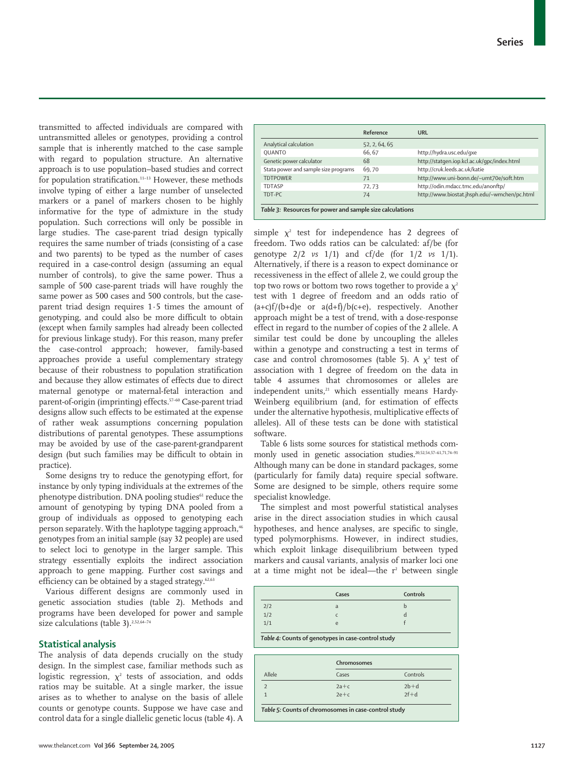transmitted to affected individuals are compared with untransmitted alleles or genotypes, providing a control sample that is inherently matched to the case sample with regard to population structure. An alternative approach is to use population–based studies and correct for population stratification.[11–13] However, these methods involve typing of either a large number of unselected markers or a panel of markers chosen to be highly informative for the type of admixture in the study population. Such corrections will only be possible in large studies. The case-parent triad design typically requires the same number of triads (consisting of a case and two parents) to be typed as the number of cases required in a case-control design (assuming an equal number of controls), to give the same power. Thus a sample of 500 case-parent triads will have roughly the same power as 500 cases and 500 controls, but the case-parent triad design requires 1·5 times the amount of genotyping, and could also be more difficult to obtain (except when family samples had already been collected for previous linkage study). For this reason, many prefer the case-control approach; however, family-based approaches provide a useful complementary strategy because of their robustness to population stratification and because they allow estimates of effects due to direct maternal genotype or maternal-fetal interaction and parent-of-origin (imprinting) effects.[57–60] Case-parent triad designs allow such effects to be estimated at the expense of rather weak assumptions concerning population distributions of parental genotypes. These assumptions may be avoided by use of the case-parent-grandparent design (but such families may be difficult to obtain in practice).

Some designs try to reduce the genotyping effort, for instance by only typing individuals at the extremes of the phenotype distribution. DNA pooling studies[61] reduce the amount of genotyping by typing DNA pooled from a group of individuals as opposed to genotyping each person separately. With the haplotype tagging approach,[46] genotypes from an initial sample (say 32 people) are used to select loci to genotype in the larger sample. This strategy essentially exploits the indirect association approach to gene mapping. Further cost savings and efficiency can be obtained by a staged strategy.[62,63]

Various different designs are commonly used in genetic association studies (table 2). Methods and programs have been developed for power and sample size calculations (table 3).[2,52,64–74]

|  | Reference | URL |
|---|---|---|
| Analytical calculation | 52, 2, 64, 65 | |
| QUANTO | 66, 67 | http://hydra.usc.edu/gxe |
| Genetic power calculator | 68 | http://statgen.iop.kcl.ac.uk/gpc/index.html |
| Stata power and sample size programs | 69, 70 | http://cruk.leeds.ac.uk/katie |
| TDTPOWER | 71 | http://www.uni-bonn.de/~umt70e/soft.htm |
| TDTASP | 72, 73 | http://odin.mdacc.tmc.edu/anonftp/ |
| TDT-PC | 74 | http://www.biostat.jhsph.edu/~wmchen/pc.html |

*Table 3:* **Resources for power and sample size calculations**

## Statistical analysis

The analysis of data depends crucially on the study design. In the simplest case, familiar methods such as logistic regression, $\chi^2$ tests of association, and odds ratios may be suitable. At a single marker, the issue arises as to whether to analyse on the basis of allele counts or genotype counts. Suppose we have case and control data for a single diallelic genetic locus (table 4). A simple $\chi^2$ test for independence has 2 degrees of freedom. Two odds ratios can be calculated: af/be (for genotype 2/2 *vs* 1/1) and cf/de (for 1/2 *vs* 1/1). Alternatively, if there is a reason to expect dominance or recessiveness in the effect of allele 2, we could group the top two rows or bottom two rows together to provide a $\chi^2$ test with 1 degree of freedom and an odds ratio of $(a+c)f/(b+d)e$ or $a(d+f)/b(c+e)$, respectively. Another approach might be a test of trend, with a dose-response effect in regard to the number of copies of the 2 allele. A similar test could be done by uncoupling the alleles within a genotype and constructing a test in terms of case and control chromosomes (table 5). A $\chi^2$ test of association with 1 degree of freedom on the data in table 4 assumes that chromosomes or alleles are independent units,[21] which essentially means Hardy-Weinberg equilibrium (and, for estimation of effects under the alternative hypothesis, multiplicative effects of alleles). All of these tests can be done with statistical software.

Table 6 lists some sources for statistical methods commonly used in genetic association studies.[20,52,54,57–61,71,74–91] Although many can be done in standard packages, some (particularly for family data) require special software. Some are designed to be simple, others require some specialist knowledge.

The simplest and most powerful statistical analyses arise in the direct association studies in which causal hypotheses, and hence analyses, are specific to single, typed polymorphisms. However, in indirect studies, which exploit linkage disequilibrium between typed markers and causal variants, analysis of marker loci one at a time might not be ideal—the $r^2$ between single

|  | Cases | Controls |
|---|---|---|
| 2/2 | a | b |
| 1/2 | c | d |
| 1/1 | e | f |

*Table 4:* **Counts of genotypes in case-control study**

|  | Chromosomes | |
|---|---|---|
| Allele | Cases | Controls |
| 2 | 2a+c | 2b+d |
| 1 | 2e+c | 2f+d |

*Table 5:* **Counts of chromosomes in case-control study**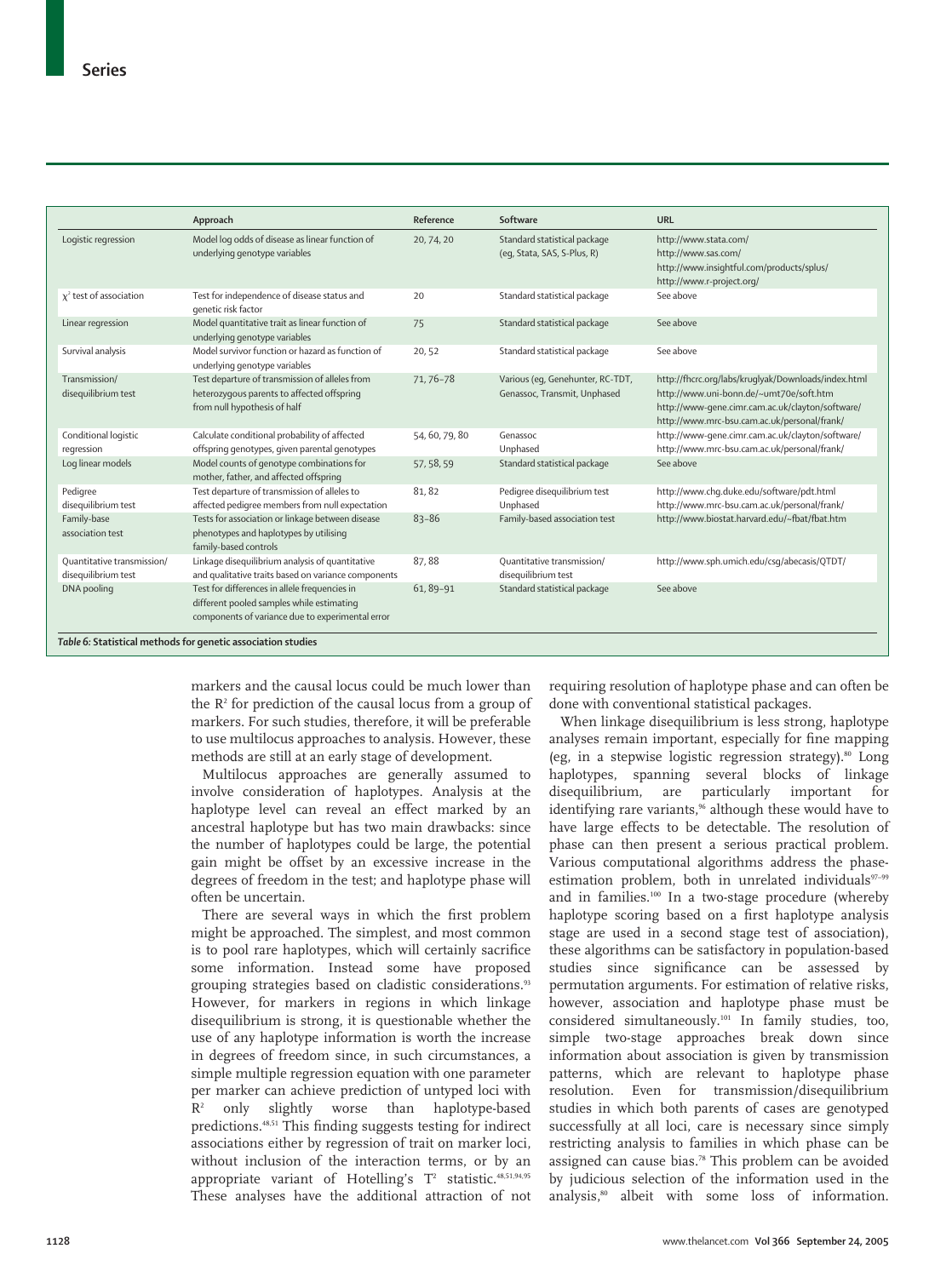| | Approach | Reference | Software | URL |
|---|---|---|---|---|
| Logistic regression | Model log odds of disease as linear function of underlying genotype variables | 20, 74, 20 | Standard statistical package (eg, Stata, SAS, S-Plus, R) | http://www.stata.com/ http://www.sas.com/ http://www.insightful.com/products/splus/ http://www.r-project.org/ |
| $\chi^2$ test of association | Test for independence of disease status and genetic risk factor | 20 | Standard statistical package | See above |
| Linear regression | Model quantitative trait as linear function of underlying genotype variables | 75 | Standard statistical package | See above |
| Survival analysis | Model survivor function or hazard as function of underlying genotype variables | 20, 52 | Standard statistical package | See above |
| Transmission/ disequilibrium test | Test departure of transmission of alleles from heterozygous parents to affected offspring from null hypothesis of half | 71, 76–78 | Various (eg, Genehunter, RC-TDT, Genassoc, Transmit, Unphased | http://fhcrc.org/labs/kruglyak/Downloads/index.html http://www.uni-bonn.de/~umt70e/soft.htm http://www-gene.cimr.cam.ac.uk/clayton/software/ http://www.mrc-bsu.cam.ac.uk/personal/frank/ |
| Conditional logistic regression | Calculate conditional probability of affected offspring genotypes, given parental genotypes | 54, 60, 79, 80 | Genassoc Unphased | http://www-gene.cimr.cam.ac.uk/clayton/software/ http://www.mrc-bsu.cam.ac.uk/personal/frank/ |
| Log linear models | Model counts of genotype combinations for mother, father, and affected offspring | 57, 58, 59 | Standard statistical package | See above |
| Pedigree disequilibrium test | Test departure of transmission of alleles to affected pedigree members from null expectation | 81, 82 | Pedigree disequilibrium test Unphased | http://www.chg.duke.edu/software/pdt.html http://www.mrc-bsu.cam.ac.uk/personal/frank/ |
| Family-base association test | Tests for association or linkage between disease phenotypes and haplotypes by utilising family-based controls | 83–86 | Family-based association test | http://www.biostat.harvard.edu/~fbat/fbat.htm |
| Quantitative transmission/ disequilibrium test | Linkage disequilibrium analysis of quantitative and qualitative traits based on variance components | 87, 88 | Quantitative transmission/ disequilibrium test | http://www.sph.umich.edu/csg/abecasis/QTDT/ |
| DNA pooling | Test for differences in allele frequencies in different pooled samples while estimating components of variance due to experimental error | 61, 89–91 | Standard statistical package | See above |

*Table 6:* **Statistical methods for genetic association studies**

markers and the causal locus could be much lower than the $R^2$ for prediction of the causal locus from a group of markers. For such studies, therefore, it will be preferable to use multilocus approaches to analysis. However, these methods are still at an early stage of development.

Multilocus approaches are generally assumed to involve consideration of haplotypes. Analysis at the haplotype level can reveal an effect marked by an ancestral haplotype but has two main drawbacks: since the number of haplotypes could be large, the potential gain might be offset by an excessive increase in the degrees of freedom in the test; and haplotype phase will often be uncertain.

There are several ways in which the first problem might be approached. The simplest, and most common is to pool rare haplotypes, which will certainly sacrifice some information. Instead some have proposed grouping strategies based on cladistic considerations.[93] However, for markers in regions in which linkage disequilibrium is strong, it is questionable whether the use of any haplotype information is worth the increase in degrees of freedom since, in such circumstances, a simple multiple regression equation with one parameter per marker can achieve prediction of untyped loci with $R^2$ only slightly worse than haplotype-based predictions.[48,51] This finding suggests testing for indirect associations either by regression of trait on marker loci, without inclusion of the interaction terms, or by an appropriate variant of Hotelling's $T^2$ statistic.[48,51,94,95] These analyses have the additional attraction of not requiring resolution of haplotype phase and can often be done with conventional statistical packages.

When linkage disequilibrium is less strong, haplotype analyses remain important, especially for fine mapping (eg, in a stepwise logistic regression strategy).[80] Long haplotypes, spanning several blocks of linkage disequilibrium, are particularly important for identifying rare variants,[96] although these would have to have large effects to be detectable. The resolution of phase can then present a serious practical problem. Various computational algorithms address the phase-estimation problem, both in unrelated individuals[97–99] and in families.[100] In a two-stage procedure (whereby haplotype scoring based on a first haplotype analysis stage are used in a second stage test of association), these algorithms can be satisfactory in population-based studies since significance can be assessed by permutation arguments. For estimation of relative risks, however, association and haplotype phase must be considered simultaneously.[101] In family studies, too, simple two-stage approaches break down since information about association is given by transmission patterns, which are relevant to haplotype phase resolution. Even for transmission/disequilibrium studies in which both parents of cases are genotyped successfully at all loci, care is necessary since simply restricting analysis to families in which phase can be assigned can cause bias.[78] This problem can be avoided by judicious selection of the information used in the analysis,[80] albeit with some loss of information.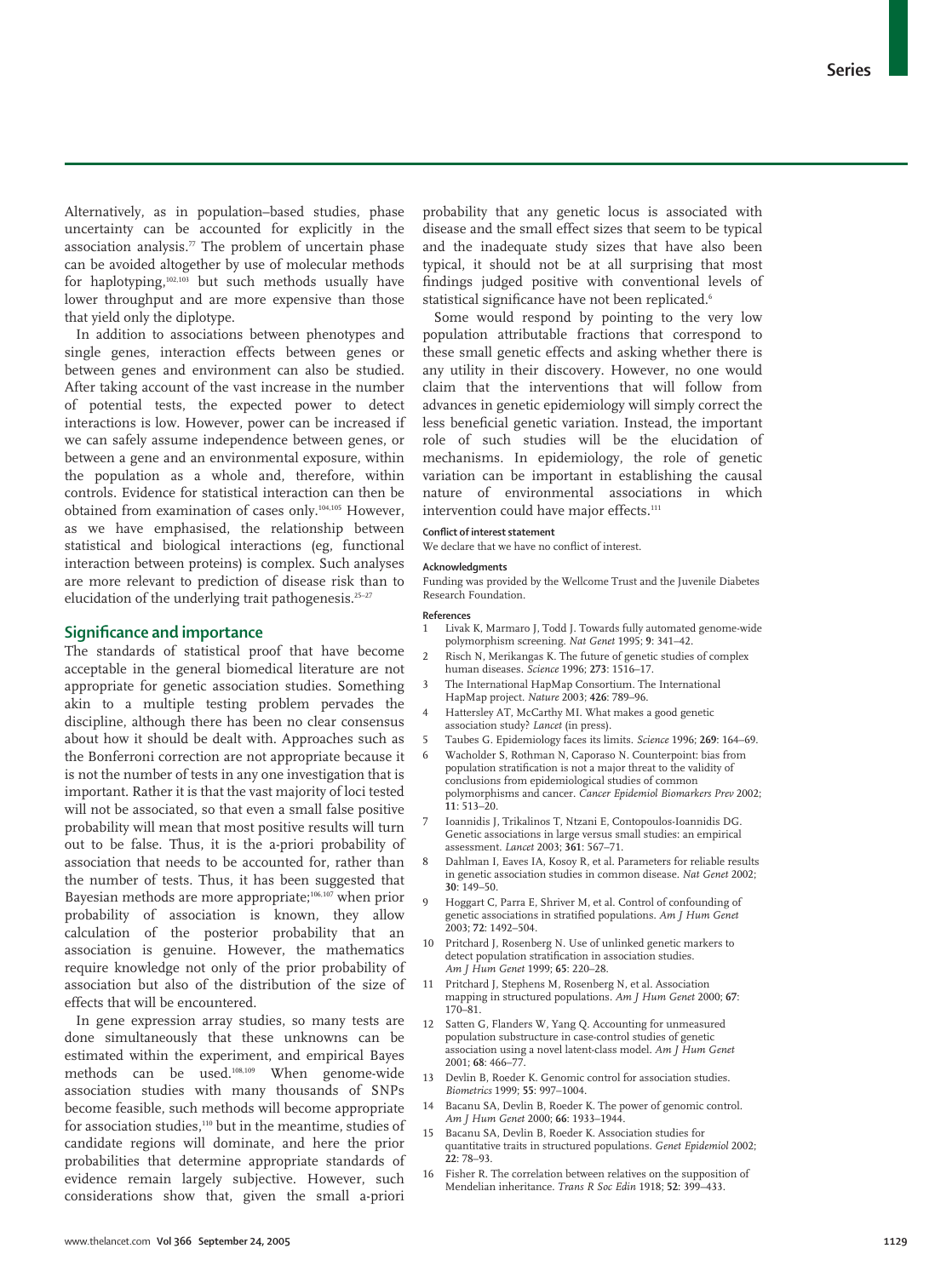Alternatively, as in population–based studies, phase uncertainty can be accounted for explicitly in the association analysis.[77] The problem of uncertain phase can be avoided altogether by use of molecular methods for haplotyping,[102,103] but such methods usually have lower throughput and are more expensive than those that yield only the diplotype.

In addition to associations between phenotypes and single genes, interaction effects between genes or between genes and environment can also be studied. After taking account of the vast increase in the number of potential tests, the expected power to detect interactions is low. However, power can be increased if we can safely assume independence between genes, or between a gene and an environmental exposure, within the population as a whole and, therefore, within controls. Evidence for statistical interaction can then be obtained from examination of cases only.[104,105] However, as we have emphasised, the relationship between statistical and biological interactions (eg, functional interaction between proteins) is complex. Such analyses are more relevant to prediction of disease risk than to elucidation of the underlying trait pathogenesis.[25–27]

## Significance and importance

The standards of statistical proof that have become acceptable in the general biomedical literature are not appropriate for genetic association studies. Something akin to a multiple testing problem pervades the discipline, although there has been no clear consensus about how it should be dealt with. Approaches such as the Bonferroni correction are not appropriate because it is not the number of tests in any one investigation that is important. Rather it is that the vast majority of loci tested will not be associated, so that even a small false positive probability will mean that most positive results will turn out to be false. Thus, it is the a-priori probability of association that needs to be accounted for, rather than the number of tests. Thus, it has been suggested that Bayesian methods are more appropriate;[106,107] when prior probability of association is known, they allow calculation of the posterior probability that an association is genuine. However, the mathematics require knowledge not only of the prior probability of association but also of the distribution of the size of effects that will be encountered.

In gene expression array studies, so many tests are done simultaneously that these unknowns can be estimated within the experiment, and empirical Bayes methods can be used.[108,109] When genome-wide association studies with many thousands of SNPs become feasible, such methods will become appropriate for association studies,[110] but in the meantime, studies of candidate regions will dominate, and here the prior probabilities that determine appropriate standards of evidence remain largely subjective. However, such considerations show that, given the small a-priori probability that any genetic locus is associated with disease and the small effect sizes that seem to be typical and the inadequate study sizes that have also been typical, it should not be at all surprising that most findings judged positive with conventional levels of statistical significance have not been replicated.[6]

Some would respond by pointing to the very low population attributable fractions that correspond to these small genetic effects and asking whether there is any utility in their discovery. However, no one would claim that the interventions that will follow from advances in genetic epidemiology will simply correct the less beneficial genetic variation. Instead, the important role of such studies will be the elucidation of mechanisms. In epidemiology, the role of genetic variation can be important in establishing the causal nature of environmental associations in which intervention could have major effects.[111]

**Conflict of interest statement**

We declare that we have no conflict of interest.

**Acknowledgments**

Funding was provided by the Wellcome Trust and the Juvenile Diabetes Research Foundation.

**References**

1. Livak K, Marmaro J, Todd J. Towards fully automated genome-wide polymorphism screening. *Nat Genet* 1995; **9**: 341–42.
2. Risch N, Merikangas K. The future of genetic studies of complex human diseases. *Science* 1996; **273**: 1516–17.
3. The International HapMap Consortium. The International HapMap project. *Nature* 2003; **426**: 789–96.
4. Hattersley AT, McCarthy MI. What makes a good genetic association study? *Lancet* (in press).
5. Taubes G. Epidemiology faces its limits. *Science* 1996; **269**: 164–69.
6. Wacholder S, Rothman N, Caporaso N. Counterpoint: bias from population stratification is not a major threat to the validity of conclusions from epidemiological studies of common polymorphisms and cancer. *Cancer Epidemiol Biomarkers Prev* 2002; **11**: 513–20.
7. Ioannidis J, Trikalinos T, Ntzani E, Contopoulos-Ioannidis DG. Genetic associations in large versus small studies: an empirical assessment. *Lancet* 2003; **361**: 567–71.
8. Dahlman I, Eaves IA, Kosoy R, et al. Parameters for reliable results in genetic association studies in common disease. *Nat Genet* 2002; **30**: 149–50.
9. Hoggart C, Parra E, Shriver M, et al. Control of confounding of genetic associations in stratified populations. *Am J Hum Genet* 2003; **72**: 1492–504.
10. Pritchard J, Rosenberg N. Use of unlinked genetic markers to detect population stratification in association studies. *Am J Hum Genet* 1999; **65**: 220–28.
11. Pritchard J, Stephens M, Rosenberg N, et al. Association mapping in structured populations. *Am J Hum Genet* 2000; **67**: 170–81.
12. Satten G, Flanders W, Yang Q. Accounting for unmeasured population substructure in case-control studies of genetic association using a novel latent-class model. *Am J Hum Genet* 2001; **68**: 466–77.
13. Devlin B, Roeder K. Genomic control for association studies. *Biometrics* 1999; **55**: 997–1004.
14. Bacanu SA, Devlin B, Roeder K. The power of genomic control. *Am J Hum Genet* 2000; **66**: 1933–1944.
15. Bacanu SA, Devlin B, Roeder K. Association studies for quantitative traits in structured populations. *Genet Epidemiol* 2002; **22**: 78–93.
16. Fisher R. The correlation between relatives on the supposition of Mendelian inheritance. *Trans R Soc Edin* 1918; **52**: 399–433.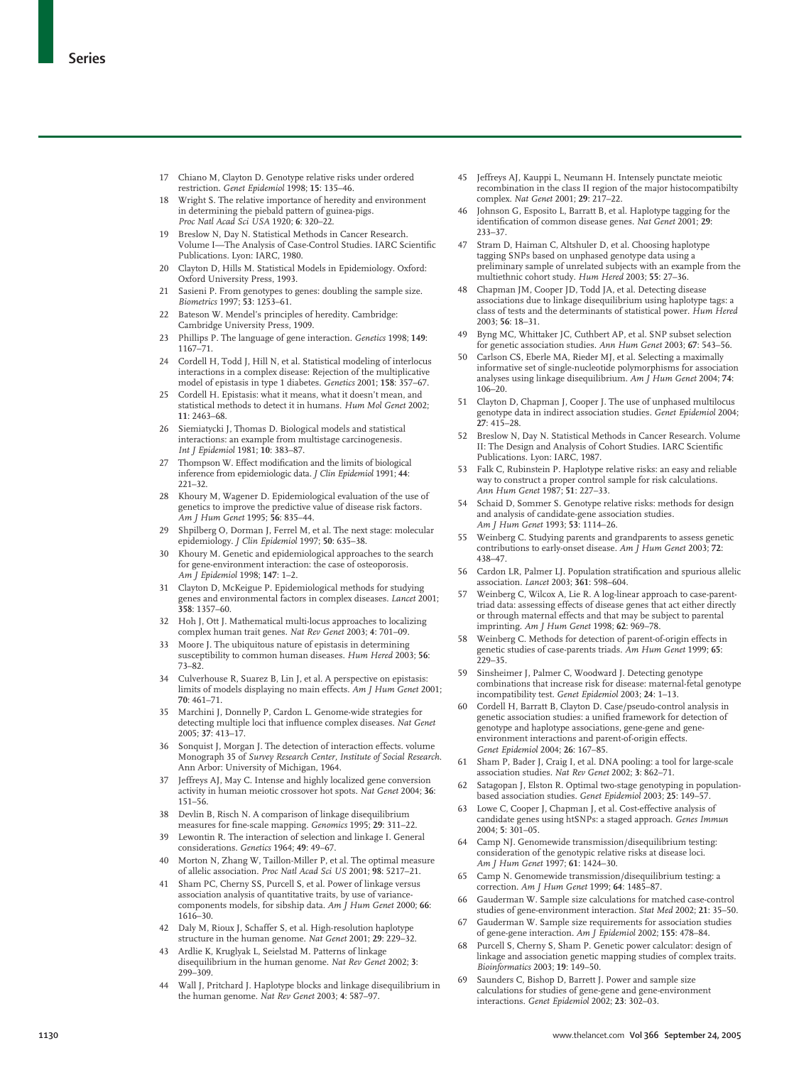17 Chiano M, Clayton D. Genotype relative risks under ordered restriction. *Genet Epidemiol* 1998; **15**: 135–46.

18 Wright S. The relative importance of heredity and environment in determining the piebald pattern of guinea-pigs. *Proc Natl Acad Sci USA* 1920; **6**: 320–22.

19 Breslow N, Day N. Statistical Methods in Cancer Research. Volume I—The Analysis of Case-Control Studies. IARC Scientific Publications. Lyon: IARC, 1980.

20 Clayton D, Hills M. Statistical Models in Epidemiology. Oxford: Oxford University Press, 1993.

21 Sasieni P. From genotypes to genes: doubling the sample size. *Biometrics* 1997; **53**: 1253–61.

22 Bateson W. Mendel's principles of heredity. Cambridge: Cambridge University Press, 1909.

23 Phillips P. The language of gene interaction. *Genetics* 1998; **149**: 1167–71.

24 Cordell H, Todd J, Hill N, et al. Statistical modeling of interlocus interactions in a complex disease: Rejection of the multiplicative model of epistasis in type 1 diabetes. *Genetics* 2001; **158**: 357–67.

25 Cordell H. Epistasis: what it means, what it doesn't mean, and statistical methods to detect it in humans. *Hum Mol Genet* 2002; **11**: 2463–68.

26 Siemiatycki J, Thomas D. Biological models and statistical interactions: an example from multistage carcinogenesis. *Int J Epidemiol* 1981; **10**: 383–87.

27 Thompson W. Effect modification and the limits of biological inference from epidemiologic data. *J Clin Epidemiol* 1991; **44**: 221–32.

28 Khoury M, Wagener D. Epidemiological evaluation of the use of genetics to improve the predictive value of disease risk factors. *Am J Hum Genet* 1995; **56**: 835–44.

29 Shpilberg O, Dorman J, Ferrel M, et al. The next stage: molecular epidemiology. *J Clin Epidemiol* 1997; **50**: 635–38.

30 Khoury M. Genetic and epidemiological approaches to the search for gene-environment interaction: the case of osteoporosis. *Am J Epidemiol* 1998; **147**: 1–2.

31 Clayton D, McKeigue P. Epidemiological methods for studying genes and environmental factors in complex diseases. *Lancet* 2001; **358**: 1357–60.

32 Hoh J, Ott J. Mathematical multi-locus approaches to localizing complex human trait genes. *Nat Rev Genet* 2003; **4**: 701–09.

33 Moore J. The ubiquitous nature of epistasis in determining susceptibility to common human diseases. *Hum Hered* 2003; **56**: 73–82.

34 Culverhouse R, Suarez B, Lin J, et al. A perspective on epistasis: limits of models displaying no main effects. *Am J Hum Genet* 2001; **70**: 461–71.

35 Marchini J, Donnelly P, Cardon L. Genome-wide strategies for detecting multiple loci that influence complex diseases. *Nat Genet* 2005; **37**: 413–17.

36 Sonquist J, Morgan J. The detection of interaction effects. volume Monograph 35 of *Survey Research Center, Institute of Social Research*. Ann Arbor: University of Michigan, 1964.

37 Jeffreys AJ, May C. Intense and highly localized gene conversion activity in human meiotic crossover hot spots. *Nat Genet* 2004; **36**: 151–56.

38 Devlin B, Risch N. A comparison of linkage disequilibrium measures for fine-scale mapping. *Genomics* 1995; **29**: 311–22.

39 Lewontin R. The interaction of selection and linkage I. General considerations. *Genetics* 1964; **49**: 49–67.

40 Morton N, Zhang W, Taillon-Miller P, et al. The optimal measure of allelic association. *Proc Natl Acad Sci US* 2001; **98**: 5217–21.

41 Sham PC, Cherny SS, Purcell S, et al. Power of linkage versus association analysis of quantitative traits, by use of variance-components models, for sibship data. *Am J Hum Genet* 2000; **66**: 1616–30.

42 Daly M, Rioux J, Schaffer S, et al. High-resolution haplotype structure in the human genome. *Nat Genet* 2001; **29**: 229–32.

43 Ardlie K, Kruglyak L, Seielstad M. Patterns of linkage disequilibrium in the human genome. *Nat Rev Genet* 2002; **3**: 299–309.

44 Wall J, Pritchard J. Haplotype blocks and linkage disequilibrium in the human genome. *Nat Rev Genet* 2003; **4**: 587–97.

45 Jeffreys AJ, Kauppi L, Neumann H. Intensely punctate meiotic recombination in the class II region of the major histocompatibilty complex. *Nat Genet* 2001; **29**: 217–22.

46 Johnson G, Esposito L, Barratt B, et al. Haplotype tagging for the identification of common disease genes. *Nat Genet* 2001; **29**: 233–37.

47 Stram D, Haiman C, Altshuler D, et al. Choosing haplotype tagging SNPs based on unphased genotype data using a preliminary sample of unrelated subjects with an example from the multiethnic cohort study. *Hum Hered* 2003; **55**: 27–36.

48 Chapman JM, Cooper JD, Todd JA, et al. Detecting disease associations due to linkage disequilibrium using haplotype tags: a class of tests and the determinants of statistical power. *Hum Hered* 2003; **56**: 18–31.

49 Byng MC, Whittaker JC, Cuthbert AP, et al. SNP subset selection for genetic association studies. *Ann Hum Genet* 2003; **67**: 543–56.

50 Carlson CS, Eberle MA, Rieder MJ, et al. Selecting a maximally informative set of single-nucleotide polymorphisms for association analyses using linkage disequilibrium. *Am J Hum Genet* 2004; **74**: 106–20.

51 Clayton D, Chapman J, Cooper J. The use of unphased multilocus genotype data in indirect association studies. *Genet Epidemiol* 2004; **27**: 415–28.

52 Breslow N, Day N. Statistical Methods in Cancer Research. Volume II: The Design and Analysis of Cohort Studies. IARC Scientific Publications. Lyon: IARC, 1987.

53 Falk C, Rubinstein P. Haplotype relative risks: an easy and reliable way to construct a proper control sample for risk calculations. *Ann Hum Genet* 1987; **51**: 227–33.

54 Schaid D, Sommer S. Genotype relative risks: methods for design and analysis of candidate-gene association studies. *Am J Hum Genet* 1993; **53**: 1114–26.

55 Weinberg C. Studying parents and grandparents to assess genetic contributions to early-onset disease. *Am J Hum Genet* 2003; **72**: 438–47.

56 Cardon LR, Palmer LJ. Population stratification and spurious allelic association. *Lancet* 2003; **361**: 598–604.

57 Weinberg C, Wilcox A, Lie R. A log-linear approach to case-parent-triad data: assessing effects of disease genes that act either directly or through maternal effects and that may be subject to parental imprinting. *Am J Hum Genet* 1998; **62**: 969–78.

58 Weinberg C. Methods for detection of parent-of-origin effects in genetic studies of case-parents triads. *Am Hum Genet* 1999; **65**: 229–35.

59 Sinsheimer J, Palmer C, Woodward J. Detecting genotype combinations that increase risk for disease: maternal-fetal genotype incompatibility test. *Genet Epidemiol* 2003; **24**: 1–13.

60 Cordell H, Barratt B, Clayton D. Case/pseudo-control analysis in genetic association studies: a unified framework for detection of genotype and haplotype associations, gene-gene and gene-environment interactions and parent-of-origin effects. *Genet Epidemiol* 2004; **26**: 167–85.

61 Sham P, Bader J, Craig I, et al. DNA pooling: a tool for large-scale association studies. *Nat Rev Genet* 2002; **3**: 862–71.

62 Satagopan J, Elston R. Optimal two-stage genotyping in population-based association studies. *Genet Epidemiol* 2003; **25**: 149–57.

63 Lowe C, Cooper J, Chapman J, et al. Cost-effective analysis of candidate genes using htSNPs: a staged approach. *Genes Immun* 2004; **5**: 301–05.

64 Camp NJ. Genomewide transmission/disequilibrium testing: consideration of the genotypic relative risks at disease loci. *Am J Hum Genet* 1997; **61**: 1424–30.

65 Camp N. Genomewide transmission/disequilibrium testing: a correction. *Am J Hum Genet* 1999; **64**: 1485–87.

66 Gauderman W. Sample size calculations for matched case-control studies of gene-environment interaction. *Stat Med* 2002; **21**: 35–50.

67 Gauderman W. Sample size requirements for association studies of gene-gene interaction. *Am J Epidemiol* 2002; **155**: 478–84.

68 Purcell S, Cherny S, Sham P. Genetic power calculator: design of linkage and association genetic mapping studies of complex traits. *Bioinformatics* 2003; **19**: 149–50.

69 Saunders C, Bishop D, Barrett J. Power and sample size calculations for studies of gene-gene and gene-environment interactions. *Genet Epidemiol* 2002; **23**: 302–03.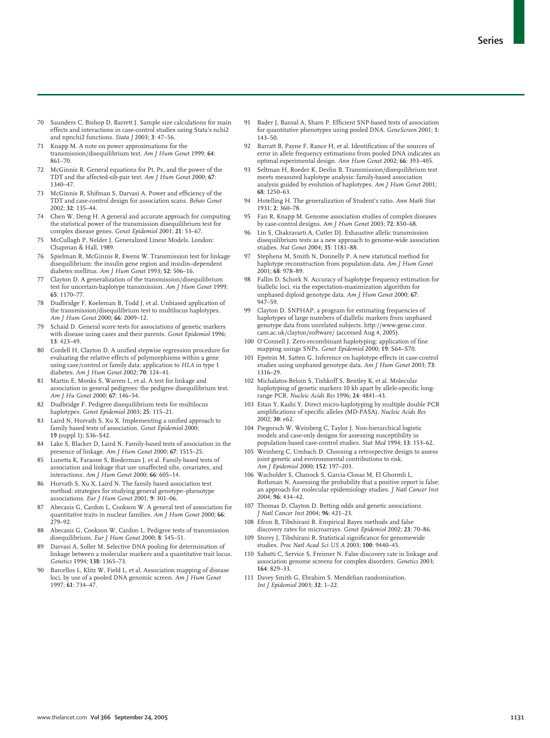70 Saunders C, Bishop D, Barrett J. Sample size calculations for main effects and interactions in case-control studies using Stata's nchi2 and npnchi2 functions. *Stata J* 2003; **3**: 47–56.

71 Knapp M. A note on power approximations for the transmission/disequilibrium test. *Am J Hum Genet* 1999; **64**: 861–70.

72 McGinnis R. General equations for Pt, Ps, and the power of the TDT and the affected-sib-pair test. *Am J Hum Genet* 2000; **67**: 1340–47.

73 McGinnis R, Shifman S, Darvasi A. Power and efficiency of the TDT and case-control design for association scans. *Behav Genet* 2002; **32**: 135–44.

74 Chen W, Deng H. A general and accurate approach for computing the statistical power of the transmission disequilibrium test for complex disease genes. *Genet Epidemiol* 2001; **21**: 53–67.

75 McCullagh P, Nelder J. Generalized Linear Models. London: Chapman & Hall, 1989.

76 Spielman R, McGinnis R, Ewens W. Transmission test for linkage disequilibrium: the insulin gene region and insulin–dependent diabetes mellitus. *Am J Hum Genet* 1993; **52**: 506–16.

77 Clayton D. A generalization of the transmission/disequilibrium test for uncertain-haplotype transmission. *Am J Hum Genet* 1999; **65**: 1170–77.

78 Dudbridge F, Koeleman B, Todd J, et al. Unbiased application of the transmission/disequilibrium test to multilocus haplotypes. *Am J Hum Genet* 2000; **66**: 2009–12.

79 Schaid D. General score tests for associations of genetic markers with disease using cases and their parents. *Genet Epidemiol* 1996; **13**: 423–49.

80 Cordell H, Clayton D. A unified stepwise regression procedure for evaluating the relative effects of polymorphisms within a gene using case/control or family data: application to *HLA* in type 1 diabetes. *Am J Hum Genet* 2002; **70**: 124–41.

81 Martin E, Monks S, Warren L, et al. A test for linkage and association in general pedigrees: the pedigree disequilibrium test. *Am J Hu Genet* 2000; **67**: 146–54.

82 Dudbridge F. Pedigree disequilibrium tests for multilocus haplotypes. *Genet Epidemiol* 2003; **25**: 115–21.

83 Laird N, Horvath S, Xu X. Implementing a unified approach to family based tests of association. *Genet Epidemiol* 2000; **19** (suppl 1): S36–S42.

84 Lake S, Blacker D, Laird N. Family-based tests of association in the presence of linkage. *Am J Hum Genet* 2000; **67**: 1515–25.

85 Lunetta K, Faraone S, Biederman J, et al. Family-based tests of association and linkage that use unaffected sibs, covariates, and interactions. *Am J Hum Genet* 2000; **66**: 605–14.

86 Horvath S, Xu X, Laird N. The family based association test method: strategies for studying general genotype–phenotype associations. *Eur J Hum Genet* 2001; **9**: 301–06.

87 Abecasis G, Cardon L, Cookson W. A general test of association for quantitative traits in nuclear families. *Am J Hum Genet* 2000; **66**: 279–92.

88 Abecasis G, Cookson W, Cardon L. Pedigree tests of transmission disequilibrium. *Eur J Hum Genet* 2000; **8**: 545–51.

89 Darvasi A, Soller M. Selective DNA pooling for determination of linkage between a molecular markers and a quantitative trait locus. *Genetics* 1994; **138**: 1365–73.

90 Barcellos L, Klitz W, Field L, et al. Association mapping of disease loci, by use of a pooled DNA genomic screen. *Am J Hum Genet* 1997; **61**: 734–47.

91 Bader J, Bansal A, Sham P. Efficient SNP-based tests of association for quantitative phenotypes using pooled DNA. *GeneScreen* 2001; **1**: 143–50.

92 Barratt B, Payne F, Rance H, et al. Identification of the sources of error in allele frequency estimations from pooled DNA indicates an optimal experimental design. *Ann Hum Genet* 2002; **66**: 393–405.

93 Seltman H, Roeder K, Devlin B. Transmission/disequilibrium test meets measured haplotype analysis: family-based association analysis guided by evolution of haplotypes. *Am J Hum Genet* 2001; **68**: 1250–63.

94 Hotelling H. The generalization of Student's ratio. *Ann Math Stat* 1931; **2**: 360–78.

95 Fan R, Knapp M. Genome association studies of complex diseases by case-control designs. *Am J Hum Genet* 2003; **72**: 850–68.

96 Lin S, Chakravarti A, Cutler DJ. Exhaustive allelic transmission disequilibrium tests as a new approach to genome-wide association studies. *Nat Genet* 2004; **35**: 1181–88.

97 Stephens M, Smith N, Donnelly P. A new statistical method for haplotype reconstruction from population data. *Am J Hum Genet* 2001; **68**: 978–89.

98 Fallin D, Schork N. Accuracy of haplotype frequency estimation for biallelic loci, via the expectation-maximization algorithm for unphased diploid genotype data. *Am J Hum Genet* 2000; **67**: 947–59.

99 Clayton D. SNPHAP, a program for estimating frequencies of haplotypes of large numbers of diallelic markers from unphased genotype data from unrelated subjects. http://www-gene.cimr.cam.ac.uk/clayton/software/ (accessed Aug 4, 2005).

100 O'Connell J. Zero-recombinant haplotyping: application of fine mapping usings SNPs. *Genet Epidemiol* 2000; **19**: S64–S70.

101 Epstein M, Satten G. Inference on haplotype effects in case-control studies using unphased genotype data. *Am J Hum Genet* 2003; **73**: 1316–29.

102 Michalatos-Beloin S, Tishkoff S, Bentley K, et al. Molecular haplotyping of genetic markers 10 kb apart by allele-specific long-range PCR. *Nucleic Acids Res* 1996; **24**: 4841–43.

103 Eitan Y, Kashi Y. Direct micro-haplotyping by multiple double PCR amplifications of specific alleles (MD-PASA). *Nucleic Acids Res* 2002; **30**: e62.

104 Piegorsch W, Weinberg C, Taylor J. Non-hierarchical logistic models and case-only designs for assessing susceptibility in population-based case-control studies. *Stat Med* 1994; **13**: 153–62.

105 Weinberg C, Umbach D. Choosing a retrospective design to assess joint genetic and environmental contributions to risk. *Am J Epidemiol* 2000; **152**: 197–203.

106 Wacholder S, Chanock S, Garcia-Closas M, El Ghormli L, Rothman N. Assessing the probability that a positive report is false: an approach for molecular epidemiology studies. *J Natl Cancer Inst* 2004; **96**: 434–42.

107 Thomas D, Clayton D. Betting odds and genetic associations. *J Natl Cancer Inst* 2004; **96**: 421–23.

108 Efron B, Tibshirani R. Empirical Bayes methods and false discovery rates for microarrays. *Genet Epidemiol* 2002; **23**: 70–86.

109 Storey J, Tibshirani R. Statistical significance for genomewide studies. *Proc Natl Acad Sci US A* 2003; **100**: 9440–45.

110 Sabatti C, Service S, Freimer N. False discovery rate in linkage and association genome screens for complex disorders. *Genetics* 2003; **164**: 829–33.

111 Davey Smith G, Ebrahim S. Mendelian randomisation. *Int J Epidemiol* 2003; **32**: 1–22.